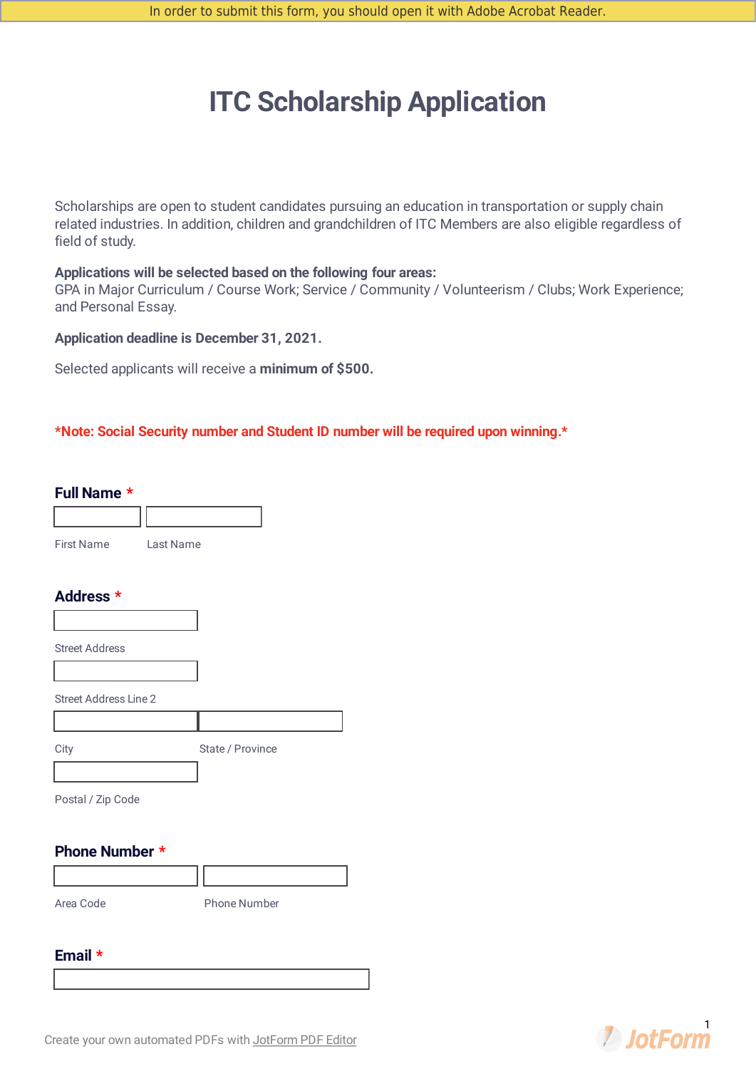In order to submit this form, you should open it with Adobe Acrobat Reader.

# ITC Scholarship Application

Scholarships are open to student candidates pursuing an education in transportation or supply chain related industries. In addition, children and grandchildren of ITC Members are also eligible regardless of field of study.

**Applications will be selected based on the following four areas:**
GPA in Major Curriculum / Course Work; Service / Community / Volunteerism / Clubs; Work Experience; and Personal Essay.

**Application deadline is December 31, 2021.**

Selected applicants will receive a **minimum of $500.**

***Note: Social Security number and Student ID number will be required upon winning.***

## Full Name *

First Name

Last Name

## Address *

Street Address

Street Address Line 2

City

State / Province

Postal / Zip Code

## Phone Number *

Area Code

Phone Number

## Email *

Create your own automated PDFs with JotForm PDF Editor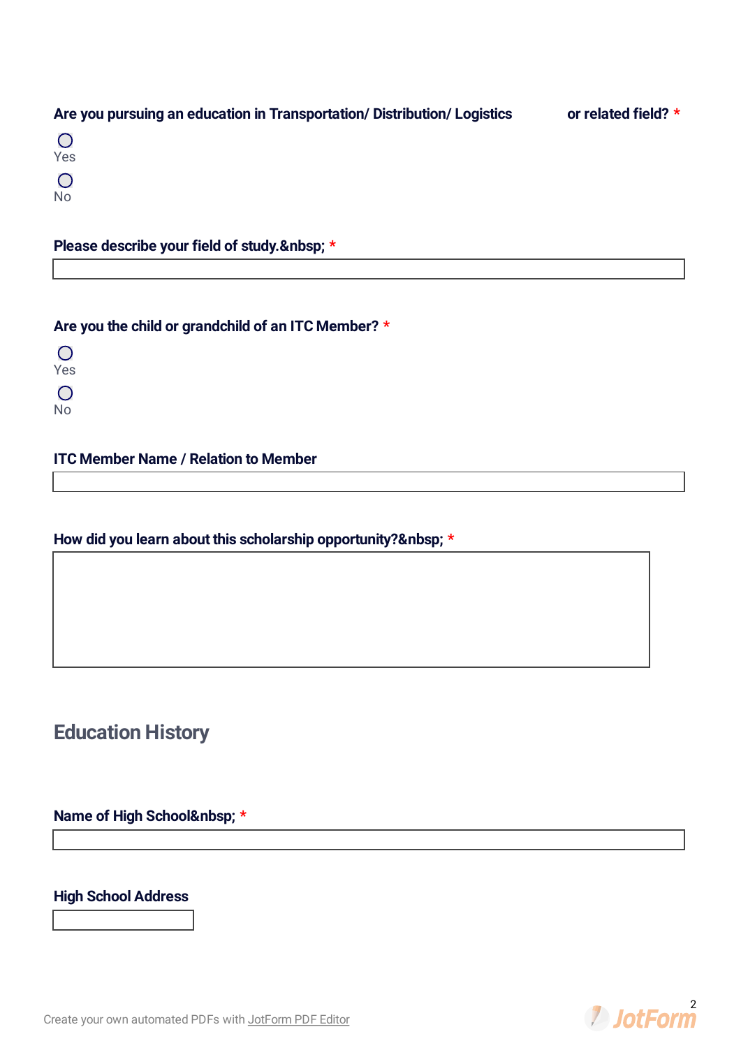**Are you pursuing an education in Transportation/ Distribution/ Logistics or related field?** *

○ Yes

○ No

**Please describe your field of study.&nbsp;** *

**Are you the child or grandchild of an ITC Member?** *

○ Yes

○ No

**ITC Member Name / Relation to Member**

**How did you learn about this scholarship opportunity?&nbsp;** *

## Education History

**Name of High School&nbsp;** *

**High School Address**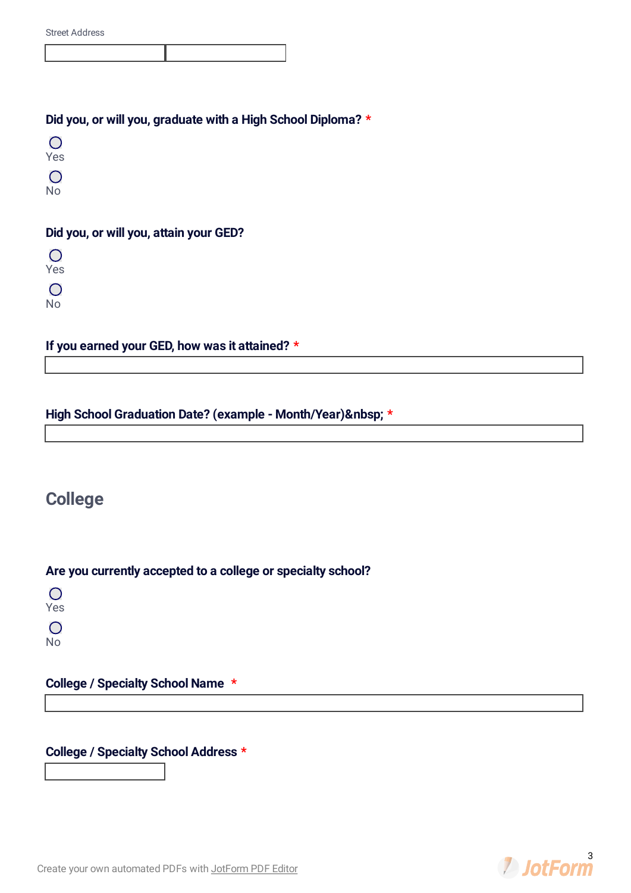Street Address

**Did you, or will you, graduate with a High School Diploma?** *

- ◯ Yes
- ◯ No

**Did you, or will you, attain your GED?**

- ◯ Yes
- ◯ No

**If you earned your GED, how was it attained?** *

**High School Graduation Date? (example - Month/Year)&nbsp;** *

## College

**Are you currently accepted to a college or specialty school?**

- ◯ Yes
- ◯ No

**College / Specialty School Name** *

**College / Specialty School Address** *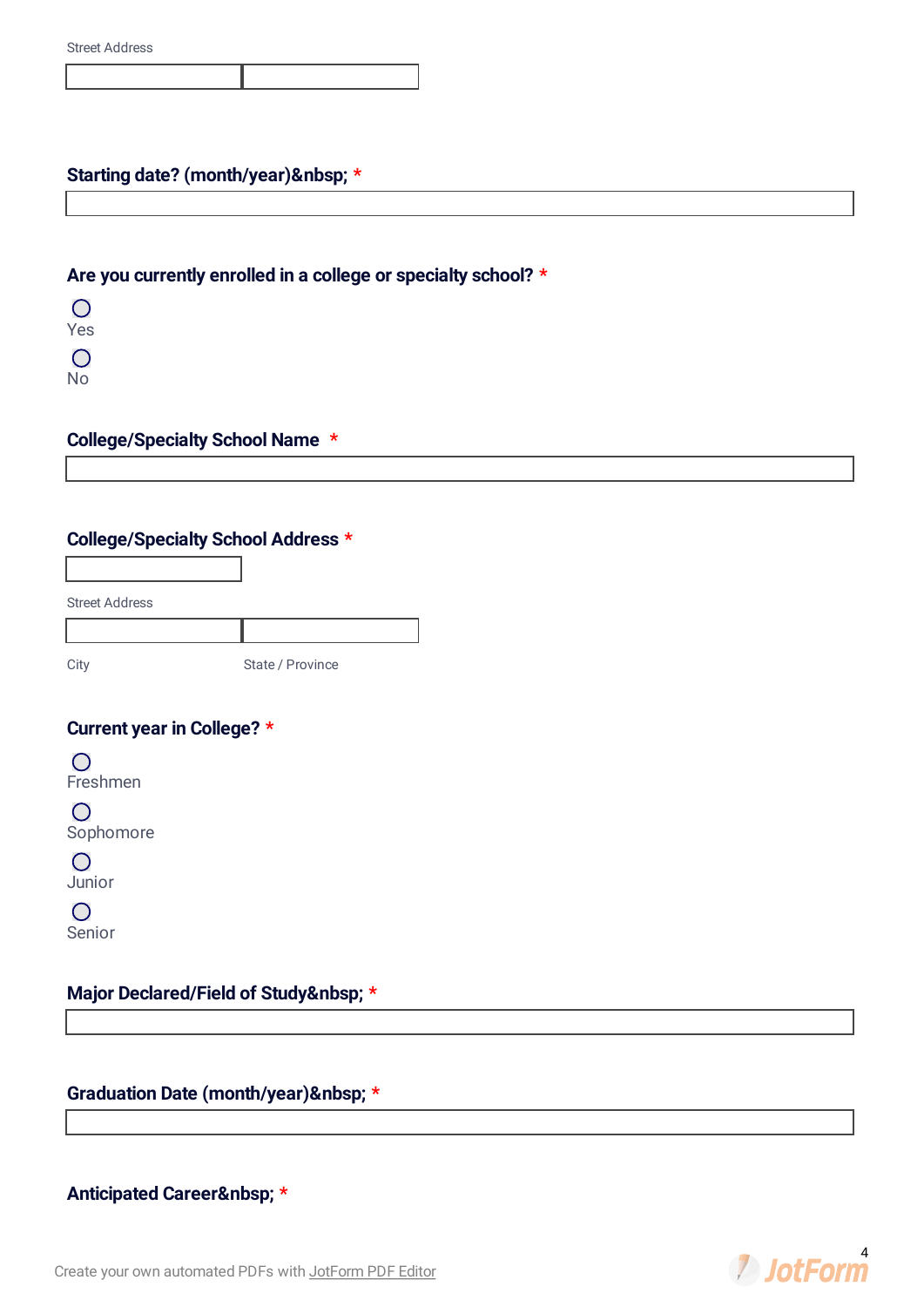Street Address

**Starting date? (month/year)&nbsp; ***

**Are you currently enrolled in a college or specialty school? ***

- ◯ Yes
- ◯ No

**College/Specialty School Name ***

**College/Specialty School Address ***

Street Address

City | State / Province

**Current year in College? ***

- ◯ Freshmen
- ◯ Sophomore
- ◯ Junior
- ◯ Senior

**Major Declared/Field of Study&nbsp; ***

**Graduation Date (month/year)&nbsp; ***

**Anticipated Career&nbsp; ***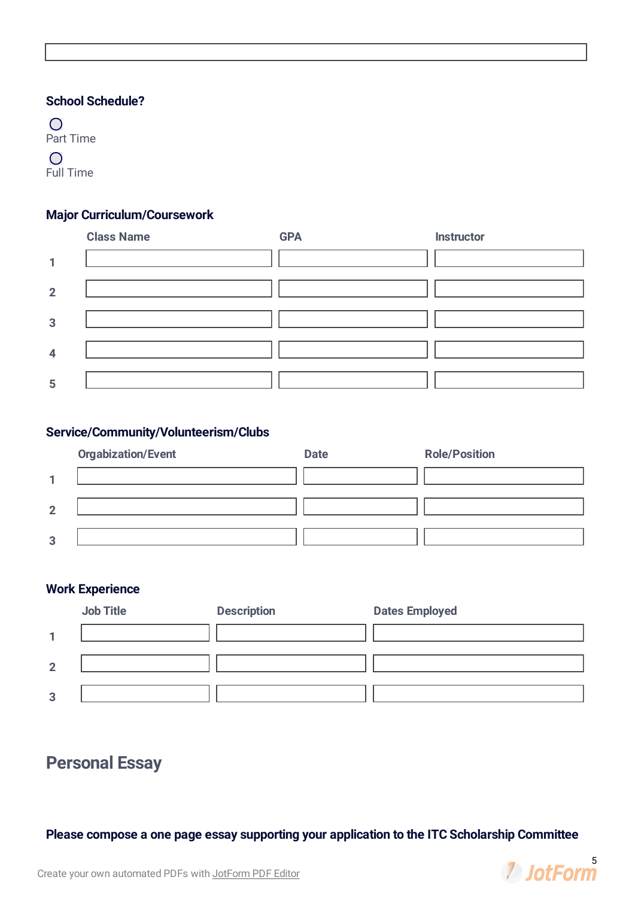**School Schedule?**

- ○ Part Time
- ○ Full Time

**Major Curriculum/Coursework**

| | Class Name | GPA | Instructor |
|---|---|---|---|
| 1 | | | |
| 2 | | | |
| 3 | | | |
| 4 | | | |
| 5 | | | |

**Service/Community/Volunteerism/Clubs**

| | Orgabization/Event | Date | Role/Position |
|---|---|---|---|
| 1 | | | |
| 2 | | | |
| 3 | | | |

**Work Experience**

| | Job Title | Description | Dates Employed |
|---|---|---|---|
| 1 | | | |
| 2 | | | |
| 3 | | | |

## Personal Essay

**Please compose a one page essay supporting your application to the ITC Scholarship Committee**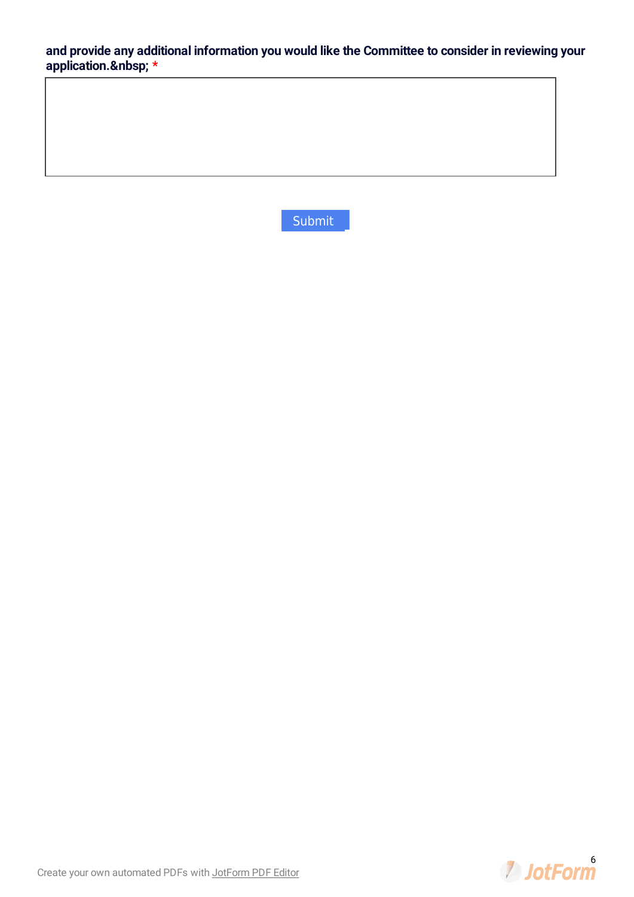**and provide any additional information you would like the Committee to consider in reviewing your application.&nbsp; ***

Submit